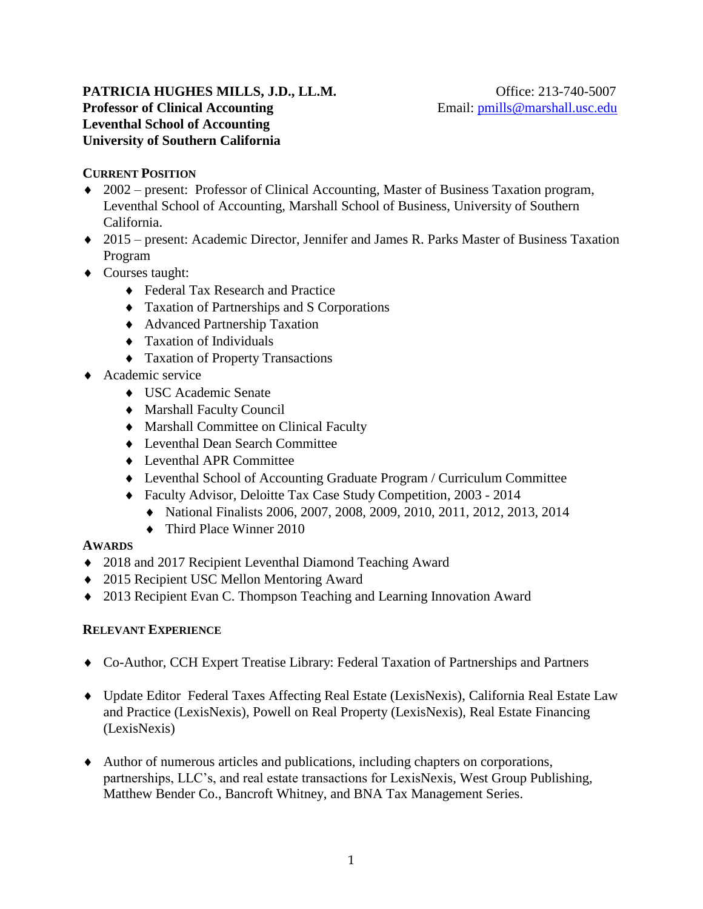**PATRICIA HUGHES MILLS, J.D., LL.M.**
**Professor of Clinical Accounting**
**Leventhal School of Accounting**
**University of Southern California**

Office: 213-740-5007
Email: pmills@marshall.usc.edu

## CURRENT POSITION

- 2002 – present: Professor of Clinical Accounting, Master of Business Taxation program, Leventhal School of Accounting, Marshall School of Business, University of Southern California.
- 2015 – present: Academic Director, Jennifer and James R. Parks Master of Business Taxation Program
- Courses taught:
  - Federal Tax Research and Practice
  - Taxation of Partnerships and S Corporations
  - Advanced Partnership Taxation
  - Taxation of Individuals
  - Taxation of Property Transactions
- Academic service
  - USC Academic Senate
  - Marshall Faculty Council
  - Marshall Committee on Clinical Faculty
  - Leventhal Dean Search Committee
  - Leventhal APR Committee
  - Leventhal School of Accounting Graduate Program / Curriculum Committee
  - Faculty Advisor, Deloitte Tax Case Study Competition, 2003 - 2014
    - National Finalists 2006, 2007, 2008, 2009, 2010, 2011, 2012, 2013, 2014
    - Third Place Winner 2010

## AWARDS

- 2018 and 2017 Recipient Leventhal Diamond Teaching Award
- 2015 Recipient USC Mellon Mentoring Award
- 2013 Recipient Evan C. Thompson Teaching and Learning Innovation Award

## RELEVANT EXPERIENCE

- Co-Author, CCH Expert Treatise Library: Federal Taxation of Partnerships and Partners
- Update Editor Federal Taxes Affecting Real Estate (LexisNexis), California Real Estate Law and Practice (LexisNexis), Powell on Real Property (LexisNexis), Real Estate Financing (LexisNexis)
- Author of numerous articles and publications, including chapters on corporations, partnerships, LLC's, and real estate transactions for LexisNexis, West Group Publishing, Matthew Bender Co., Bancroft Whitney, and BNA Tax Management Series.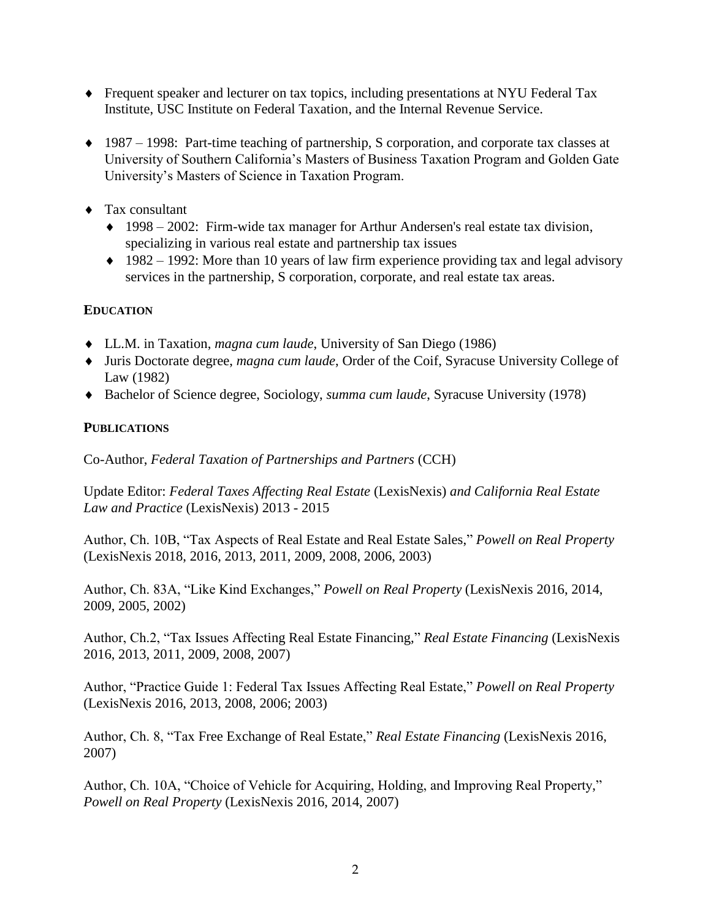- Frequent speaker and lecturer on tax topics, including presentations at NYU Federal Tax Institute, USC Institute on Federal Taxation, and the Internal Revenue Service.

- 1987 – 1998: Part-time teaching of partnership, S corporation, and corporate tax classes at University of Southern California's Masters of Business Taxation Program and Golden Gate University's Masters of Science in Taxation Program.

- Tax consultant
  - 1998 – 2002: Firm-wide tax manager for Arthur Andersen's real estate tax division, specializing in various real estate and partnership tax issues
  - 1982 – 1992: More than 10 years of law firm experience providing tax and legal advisory services in the partnership, S corporation, corporate, and real estate tax areas.

## EDUCATION

- LL.M. in Taxation, *magna cum laude*, University of San Diego (1986)
- Juris Doctorate degree, *magna cum laude*, Order of the Coif, Syracuse University College of Law (1982)
- Bachelor of Science degree, Sociology, *summa cum laude*, Syracuse University (1978)

## PUBLICATIONS

Co-Author, *Federal Taxation of Partnerships and Partners* (CCH)

Update Editor: *Federal Taxes Affecting Real Estate* (LexisNexis) *and California Real Estate Law and Practice* (LexisNexis) 2013 - 2015

Author, Ch. 10B, "Tax Aspects of Real Estate and Real Estate Sales," *Powell on Real Property* (LexisNexis 2018, 2016, 2013, 2011, 2009, 2008, 2006, 2003)

Author, Ch. 83A, "Like Kind Exchanges," *Powell on Real Property* (LexisNexis 2016, 2014, 2009, 2005, 2002)

Author, Ch.2, "Tax Issues Affecting Real Estate Financing," *Real Estate Financing* (LexisNexis 2016, 2013, 2011, 2009, 2008, 2007)

Author, "Practice Guide 1: Federal Tax Issues Affecting Real Estate," *Powell on Real Property* (LexisNexis 2016, 2013, 2008, 2006; 2003)

Author, Ch. 8, "Tax Free Exchange of Real Estate," *Real Estate Financing* (LexisNexis 2016, 2007)

Author, Ch. 10A, "Choice of Vehicle for Acquiring, Holding, and Improving Real Property," *Powell on Real Property* (LexisNexis 2016, 2014, 2007)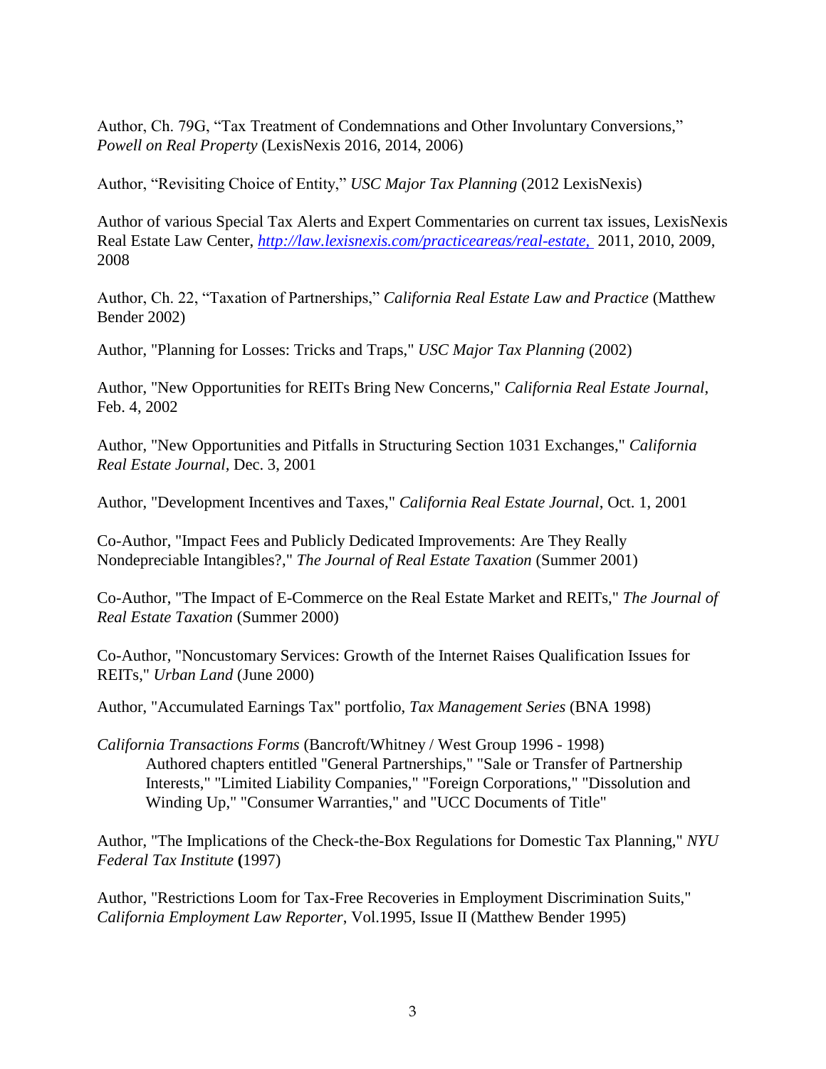Author, Ch. 79G, "Tax Treatment of Condemnations and Other Involuntary Conversions," *Powell on Real Property* (LexisNexis 2016, 2014, 2006)

Author, "Revisiting Choice of Entity," *USC Major Tax Planning* (2012 LexisNexis)

Author of various Special Tax Alerts and Expert Commentaries on current tax issues, LexisNexis Real Estate Law Center, *http://law.lexisnexis.com/practiceareas/real-estate,* 2011, 2010, 2009, 2008

Author, Ch. 22, "Taxation of Partnerships," *California Real Estate Law and Practice* (Matthew Bender 2002)

Author, "Planning for Losses: Tricks and Traps," *USC Major Tax Planning* (2002)

Author, "New Opportunities for REITs Bring New Concerns," *California Real Estate Journal*, Feb. 4, 2002

Author, "New Opportunities and Pitfalls in Structuring Section 1031 Exchanges," *California Real Estate Journal*, Dec. 3, 2001

Author, "Development Incentives and Taxes," *California Real Estate Journal*, Oct. 1, 2001

Co-Author, "Impact Fees and Publicly Dedicated Improvements: Are They Really Nondepreciable Intangibles?," *The Journal of Real Estate Taxation* (Summer 2001)

Co-Author, "The Impact of E-Commerce on the Real Estate Market and REITs," *The Journal of Real Estate Taxation* (Summer 2000)

Co-Author, "Noncustomary Services: Growth of the Internet Raises Qualification Issues for REITs," *Urban Land* (June 2000)

Author, "Accumulated Earnings Tax" portfolio, *Tax Management Series* (BNA 1998)

*California Transactions Forms* (Bancroft/Whitney / West Group 1996 - 1998)
Authored chapters entitled "General Partnerships," "Sale or Transfer of Partnership Interests," "Limited Liability Companies," "Foreign Corporations," "Dissolution and Winding Up," "Consumer Warranties," and "UCC Documents of Title"

Author, "The Implications of the Check-the-Box Regulations for Domestic Tax Planning," *NYU Federal Tax Institute* **(**1997)

Author, "Restrictions Loom for Tax-Free Recoveries in Employment Discrimination Suits," *California Employment Law Reporter*, Vol.1995, Issue II (Matthew Bender 1995)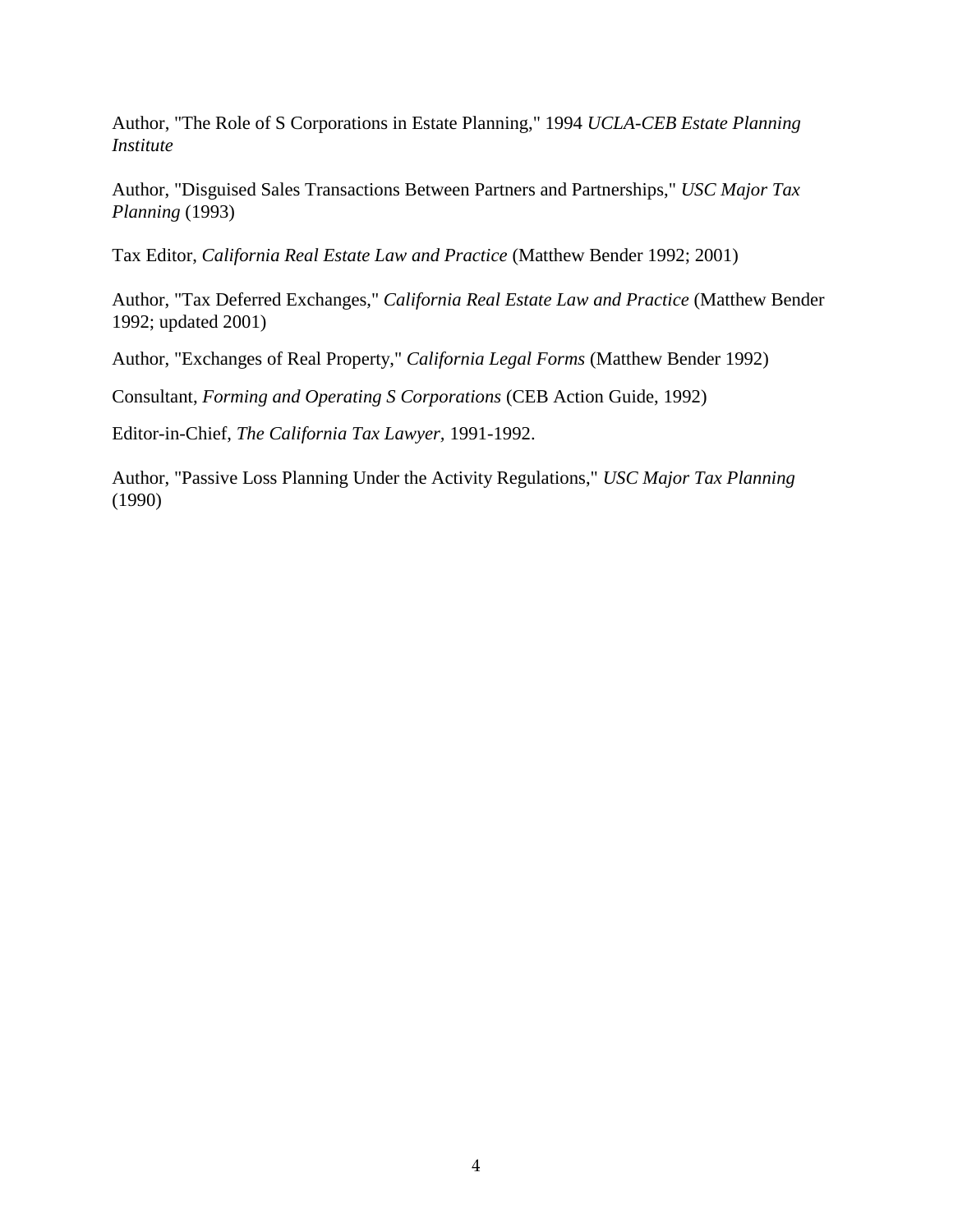Author, "The Role of S Corporations in Estate Planning," 1994 *UCLA-CEB Estate Planning Institute*

Author, "Disguised Sales Transactions Between Partners and Partnerships," *USC Major Tax Planning* (1993)

Tax Editor, *California Real Estate Law and Practice* (Matthew Bender 1992; 2001)

Author, "Tax Deferred Exchanges," *California Real Estate Law and Practice* (Matthew Bender 1992; updated 2001)

Author, "Exchanges of Real Property," *California Legal Forms* (Matthew Bender 1992)

Consultant, *Forming and Operating S Corporations* (CEB Action Guide, 1992)

Editor-in-Chief, *The California Tax Lawyer*, 1991-1992.

Author, "Passive Loss Planning Under the Activity Regulations," *USC Major Tax Planning* (1990)